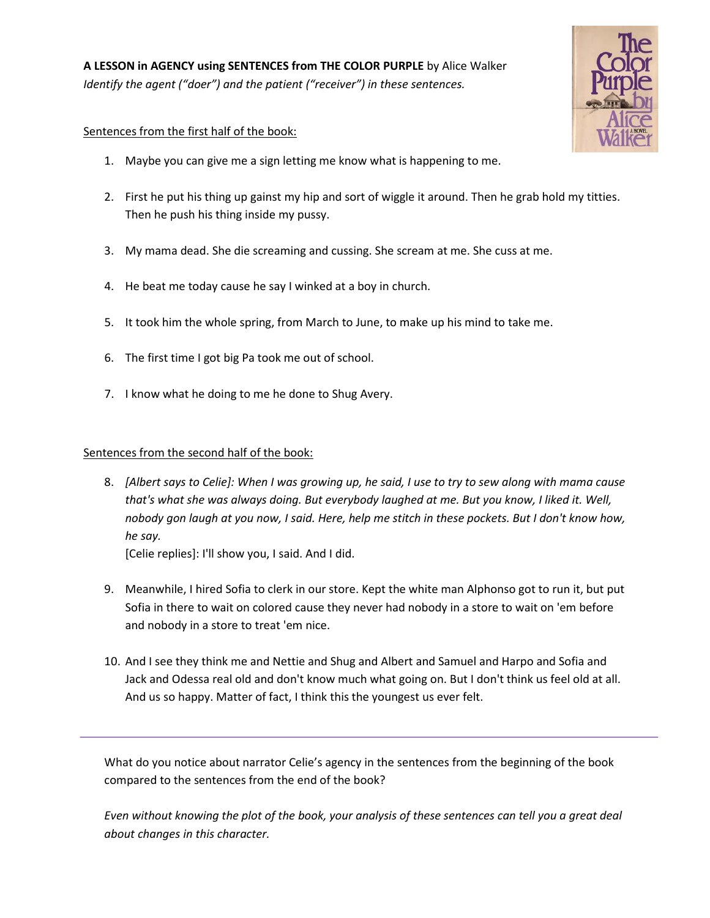**A LESSON in AGENCY using SENTENCES from THE COLOR PURPLE** by Alice Walker

*Identify the agent ("doer") and the patient ("receiver") in these sentences.*

Sentences from the first half of the book:

1. Maybe you can give me a sign letting me know what is happening to me.

2. First he put his thing up gainst my hip and sort of wiggle it around. Then he grab hold my titties. Then he push his thing inside my pussy.

3. My mama dead. She die screaming and cussing. She scream at me. She cuss at me.

4. He beat me today cause he say I winked at a boy in church.

5. It took him the whole spring, from March to June, to make up his mind to take me.

6. The first time I got big Pa took me out of school.

7. I know what he doing to me he done to Shug Avery.

Sentences from the second half of the book:

8. *[Albert says to Celie]: When I was growing up, he said, I use to try to sew along with mama cause that's what she was always doing. But everybody laughed at me. But you know, I liked it. Well, nobody gon laugh at you now, I said. Here, help me stitch in these pockets. But I don't know how, he say.*

   [Celie replies]: I'll show you, I said. And I did.

9. Meanwhile, I hired Sofia to clerk in our store. Kept the white man Alphonso got to run it, but put Sofia in there to wait on colored cause they never had nobody in a store to wait on 'em before and nobody in a store to treat 'em nice.

10. And I see they think me and Nettie and Shug and Albert and Samuel and Harpo and Sofia and Jack and Odessa real old and don't know much what going on. But I don't think us feel old at all. And us so happy. Matter of fact, I think this the youngest us ever felt.

---

What do you notice about narrator Celie's agency in the sentences from the beginning of the book compared to the sentences from the end of the book?

*Even without knowing the plot of the book, your analysis of these sentences can tell you a great deal about changes in this character.*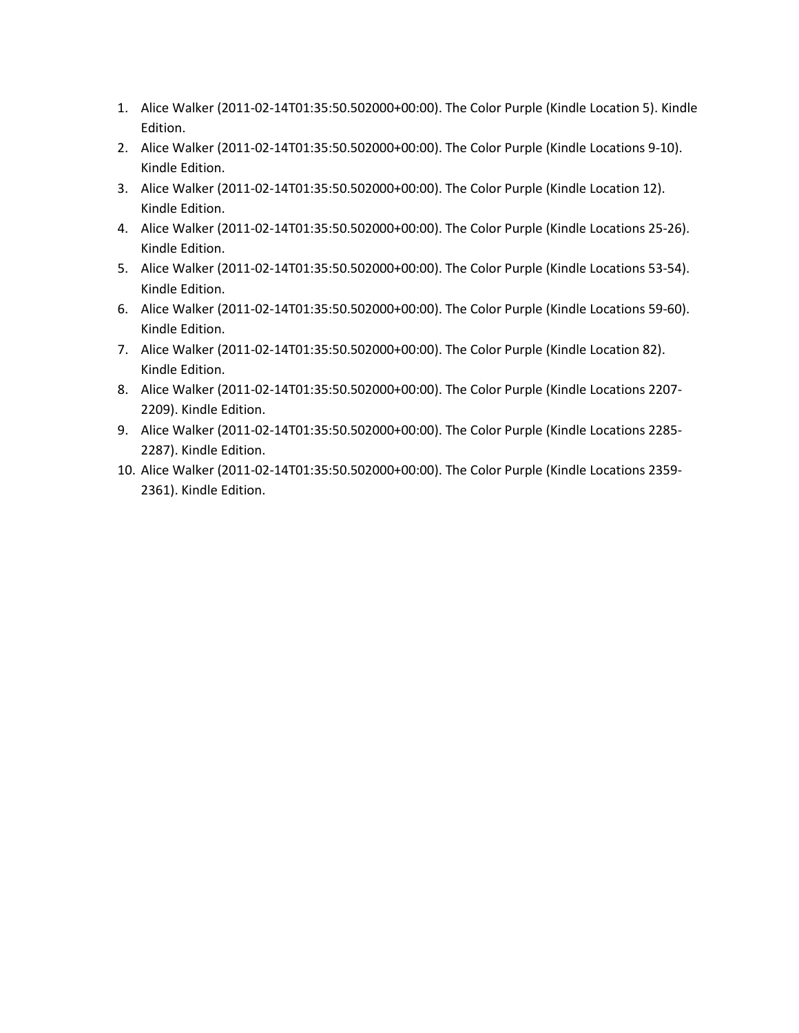1. Alice Walker (2011-02-14T01:35:50.502000+00:00). The Color Purple (Kindle Location 5). Kindle Edition.
2. Alice Walker (2011-02-14T01:35:50.502000+00:00). The Color Purple (Kindle Locations 9-10). Kindle Edition.
3. Alice Walker (2011-02-14T01:35:50.502000+00:00). The Color Purple (Kindle Location 12). Kindle Edition.
4. Alice Walker (2011-02-14T01:35:50.502000+00:00). The Color Purple (Kindle Locations 25-26). Kindle Edition.
5. Alice Walker (2011-02-14T01:35:50.502000+00:00). The Color Purple (Kindle Locations 53-54). Kindle Edition.
6. Alice Walker (2011-02-14T01:35:50.502000+00:00). The Color Purple (Kindle Locations 59-60). Kindle Edition.
7. Alice Walker (2011-02-14T01:35:50.502000+00:00). The Color Purple (Kindle Location 82). Kindle Edition.
8. Alice Walker (2011-02-14T01:35:50.502000+00:00). The Color Purple (Kindle Locations 2207-2209). Kindle Edition.
9. Alice Walker (2011-02-14T01:35:50.502000+00:00). The Color Purple (Kindle Locations 2285-2287). Kindle Edition.
10. Alice Walker (2011-02-14T01:35:50.502000+00:00). The Color Purple (Kindle Locations 2359-2361). Kindle Edition.